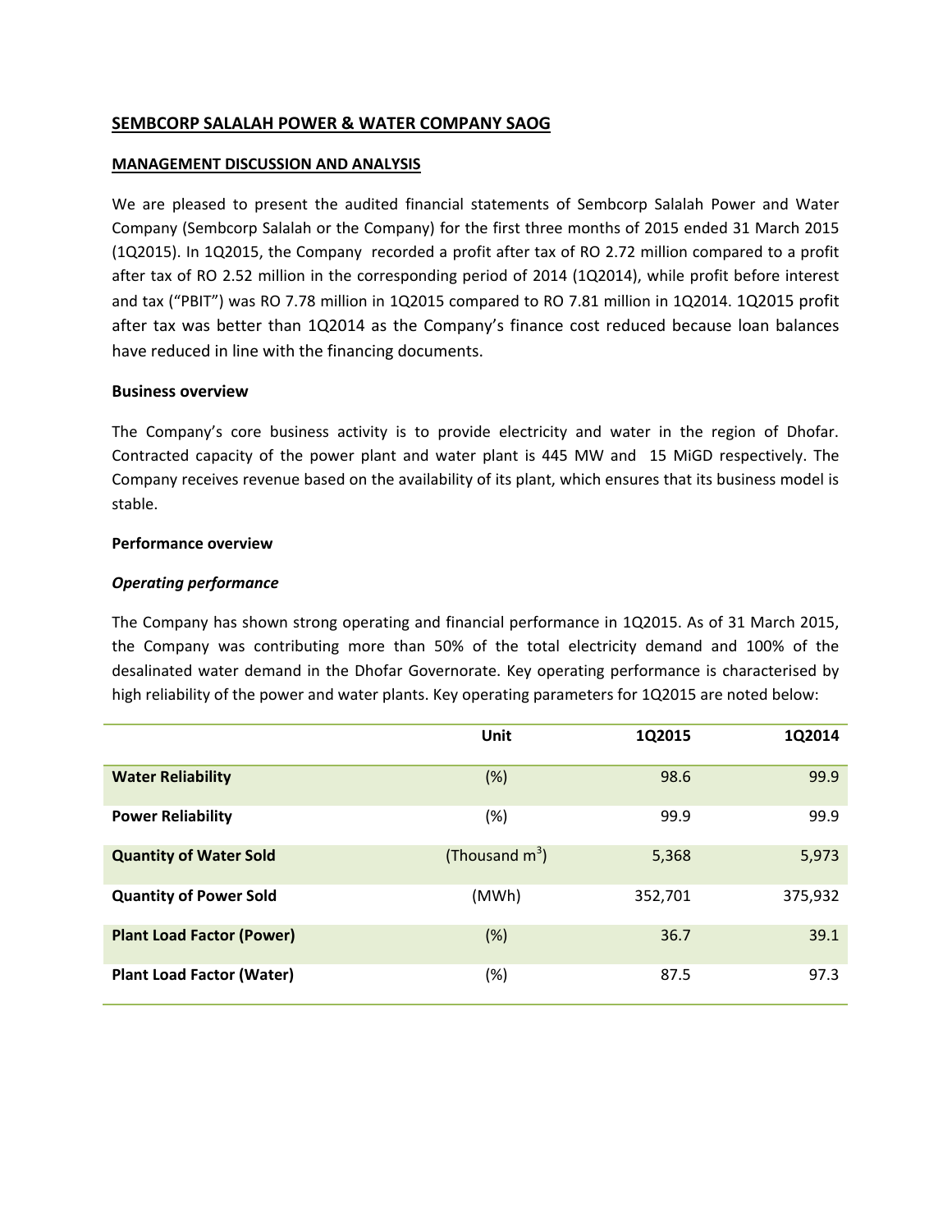## SEMBCORP SALALAH POWER & WATER COMPANY SAOG

### MANAGEMENT DISCUSSION AND ANALYSIS

We are pleased to present the audited financial statements of Sembcorp Salalah Power and Water Company (Sembcorp Salalah or the Company) for the first three months of 2015 ended 31 March 2015 (1Q2015). In 1Q2015, the Company recorded a profit after tax of RO 2.72 million compared to a profit after tax of RO 2.52 million in the corresponding period of 2014 (1Q2014), while profit before interest and tax ("PBIT") was RO 7.78 million in 1Q2015 compared to RO 7.81 million in 1Q2014. 1Q2015 profit after tax was better than 1Q2014 as the Company's finance cost reduced because loan balances have reduced in line with the financing documents.

**Business overview**

The Company's core business activity is to provide electricity and water in the region of Dhofar. Contracted capacity of the power plant and water plant is 445 MW and 15 MiGD respectively. The Company receives revenue based on the availability of its plant, which ensures that its business model is stable.

**Performance overview**

***Operating performance***

The Company has shown strong operating and financial performance in 1Q2015. As of 31 March 2015, the Company was contributing more than 50% of the total electricity demand and 100% of the desalinated water demand in the Dhofar Governorate. Key operating performance is characterised by high reliability of the power and water plants. Key operating parameters for 1Q2015 are noted below:

| | Unit | 1Q2015 | 1Q2014 |
|---|---|---|---|
| **Water Reliability** | (%) | 98.6 | 99.9 |
| **Power Reliability** | (%) | 99.9 | 99.9 |
| **Quantity of Water Sold** | (Thousand $m^3$) | 5,368 | 5,973 |
| **Quantity of Power Sold** | (MWh) | 352,701 | 375,932 |
| **Plant Load Factor (Power)** | (%) | 36.7 | 39.1 |
| **Plant Load Factor (Water)** | (%) | 87.5 | 97.3 |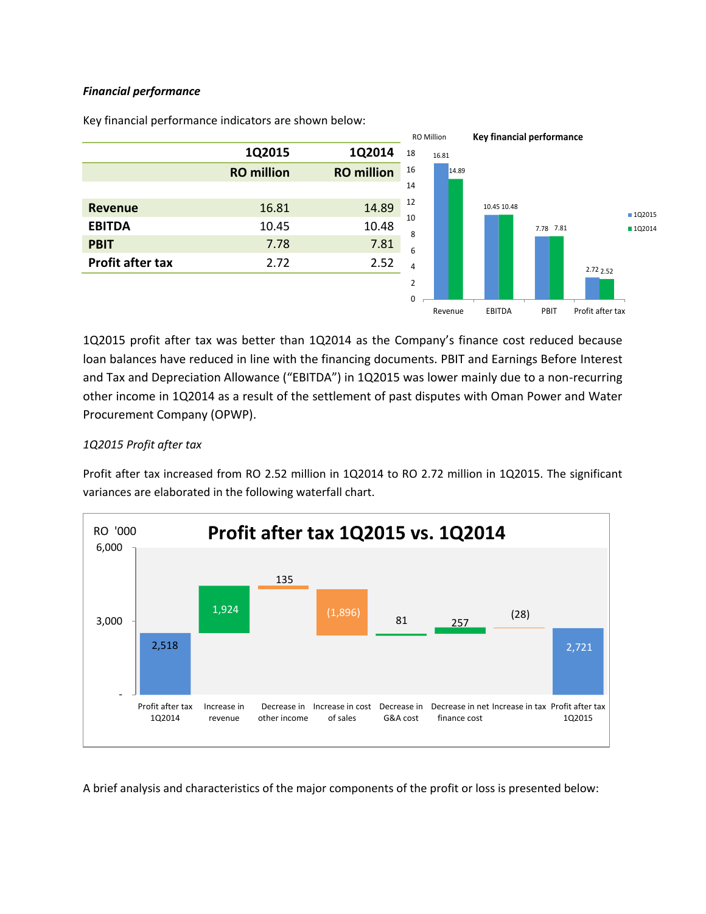*Financial performance*

Key financial performance indicators are shown below:

| | 1Q2015 | 1Q2014 |
|---|---|---|
| | **RO million** | **RO million** |
| **Revenue** | 16.81 | 14.89 |
| **EBITDA** | 10.45 | 10.48 |
| **PBIT** | 7.78 | 7.81 |
| **Profit after tax** | 2.72 | 2.52 |

**Key financial performance** (RO Million)

| | 1Q2015 | 1Q2014 |
|---|---|---|
| Revenue | 16.81 | 14.89 |
| EBITDA | 10.45 | 10.48 |
| PBIT | 7.78 | 7.81 |
| Profit after tax | 2.72 | 2.52 |

1Q2015 profit after tax was better than 1Q2014 as the Company's finance cost reduced because loan balances have reduced in line with the financing documents. PBIT and Earnings Before Interest and Tax and Depreciation Allowance ("EBITDA") in 1Q2015 was lower mainly due to a non-recurring other income in 1Q2014 as a result of the settlement of past disputes with Oman Power and Water Procurement Company (OPWP).

*1Q2015 Profit after tax*

Profit after tax increased from RO 2.52 million in 1Q2014 to RO 2.72 million in 1Q2015. The significant variances are elaborated in the following waterfall chart.

**Profit after tax 1Q2015 vs. 1Q2014** (RO '000)

| Item | RO '000 |
|---|---|
| Profit after tax 1Q2014 | 2,518 |
| Increase in revenue | 1,924 |
| Decrease in other income | 135 |
| Increase in cost of sales | (1,896) |
| Decrease in G&A cost | 81 |
| Decrease in net finance cost | 257 |
| Increase in tax | (28) |
| Profit after tax 1Q2015 | 2,721 |

A brief analysis and characteristics of the major components of the profit or loss is presented below: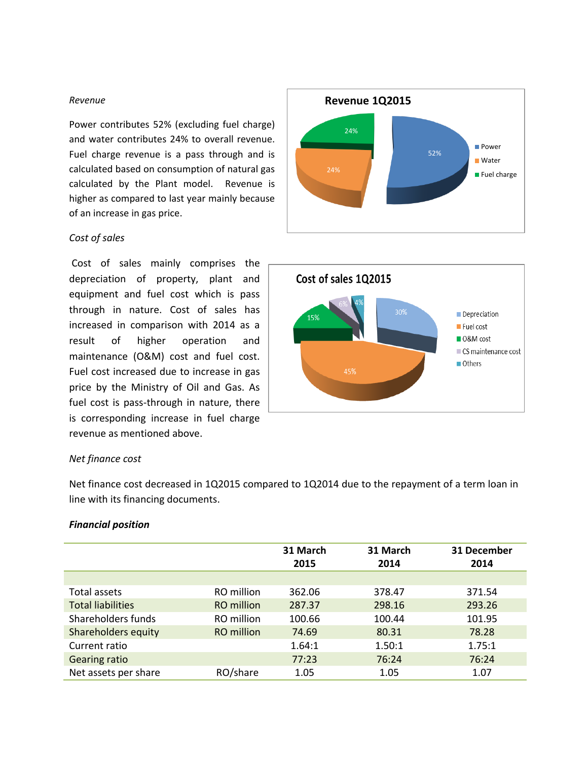*Revenue*

Power contributes 52% (excluding fuel charge) and water contributes 24% to overall revenue. Fuel charge revenue is a pass through and is calculated based on consumption of natural gas calculated by the Plant model. Revenue is higher as compared to last year mainly because of an increase in gas price.

*Cost of sales*

Cost of sales mainly comprises the depreciation of property, plant and equipment and fuel cost which is pass through in nature. Cost of sales has increased in comparison with 2014 as a result of higher operation and maintenance (O&M) cost and fuel cost. Fuel cost increased due to increase in gas price by the Ministry of Oil and Gas. As fuel cost is pass-through in nature, there is corresponding increase in fuel charge revenue as mentioned above.

*Net finance cost*

Net finance cost decreased in 1Q2015 compared to 1Q2014 due to the repayment of a term loan in line with its financing documents.

***Financial position***

| | | 31 March 2015 | 31 March 2014 | 31 December 2014 |
|---|---|---|---|---|
| Total assets | RO million | 362.06 | 378.47 | 371.54 |
| Total liabilities | RO million | 287.37 | 298.16 | 293.26 |
| Shareholders funds | RO million | 100.66 | 100.44 | 101.95 |
| Shareholders equity | RO million | 74.69 | 80.31 | 78.28 |
| Current ratio | | 1.64:1 | 1.50:1 | 1.75:1 |
| Gearing ratio | | 77:23 | 76:24 | 76:24 |
| Net assets per share | RO/share | 1.05 | 1.05 | 1.07 |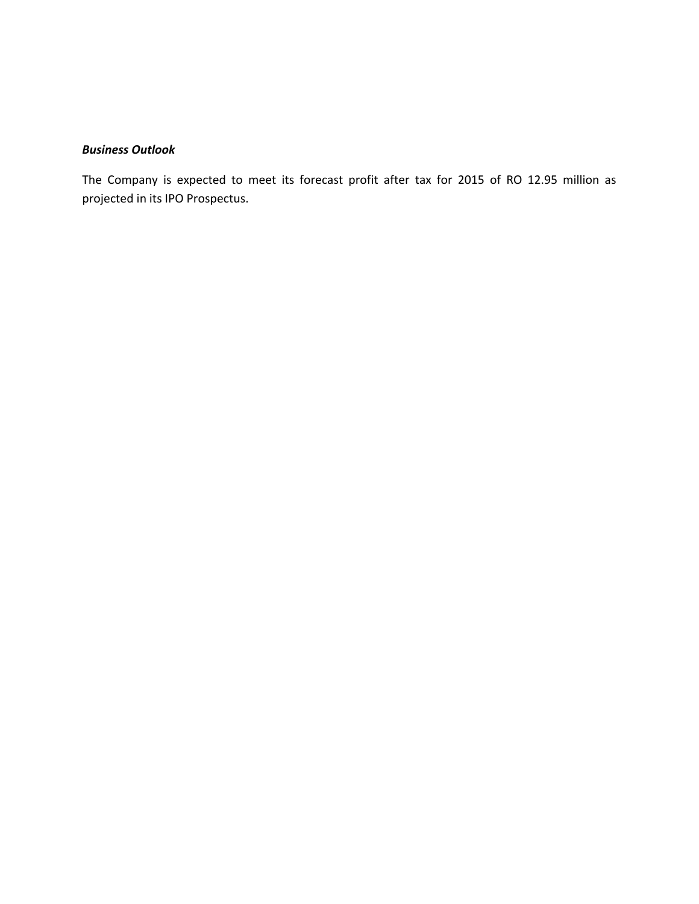***Business Outlook***

The Company is expected to meet its forecast profit after tax for 2015 of RO 12.95 million as projected in its IPO Prospectus.